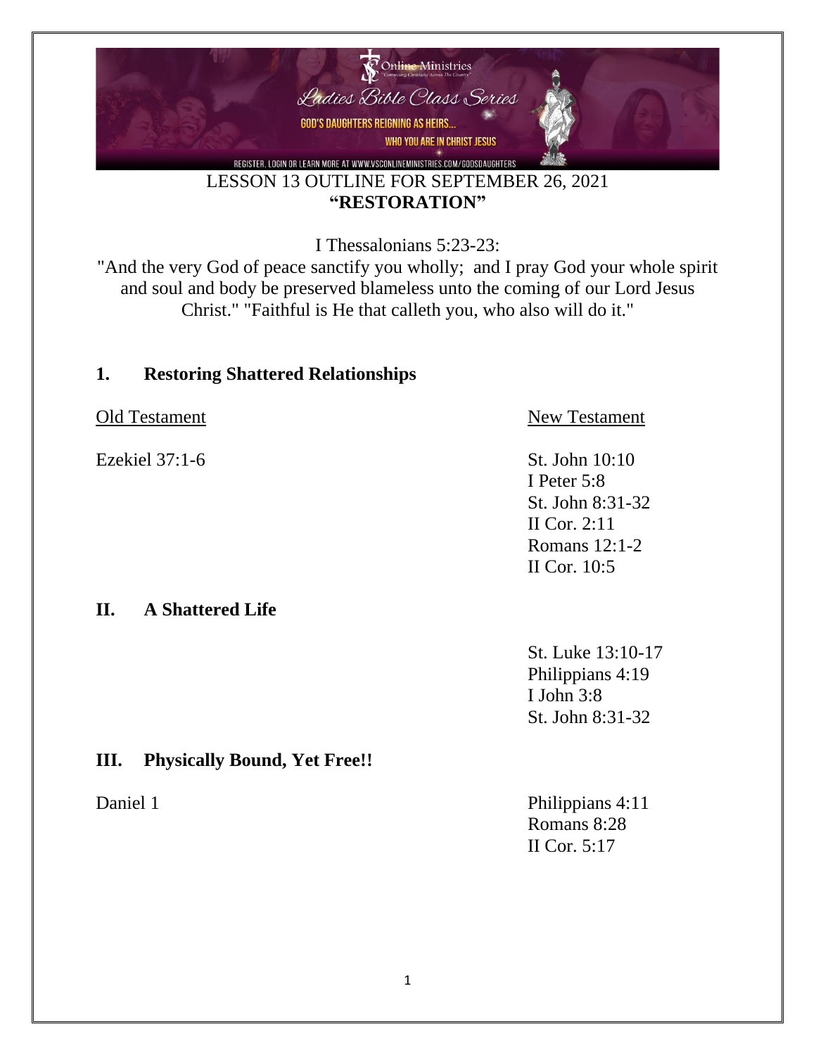Online Ministries

Ladies Bible Class Series

GOD'S DAUGHTERS REIGNING AS HEIRS...

WHO YOU ARE IN CHRIST JESUS

REGISTER, LOGIN OR LEARN MORE AT WWW.VSCONLINEMINISTRIES.COM/GODSDAUGHTERS

LESSON 13 OUTLINE FOR SEPTEMBER 26, 2021

**"RESTORATION"**

I Thessalonians 5:23-23:

"And the very God of peace sanctify you wholly; and I pray God your whole spirit and soul and body be preserved blameless unto the coming of our Lord Jesus Christ." "Faithful is He that calleth you, who also will do it."

## 1. Restoring Shattered Relationships

| Old Testament | New Testament |
|---|---|
| Ezekiel 37:1-6 | St. John 10:10 |
| | I Peter 5:8 |
| | St. John 8:31-32 |
| | II Cor. 2:11 |
| | Romans 12:1-2 |
| | II Cor. 10:5 |

## II. A Shattered Life

St. Luke 13:10-17
Philippians 4:19
I John 3:8
St. John 8:31-32

## III. Physically Bound, Yet Free!!

| Old Testament | New Testament |
|---|---|
| Daniel 1 | Philippians 4:11 |
| | Romans 8:28 |
| | II Cor. 5:17 |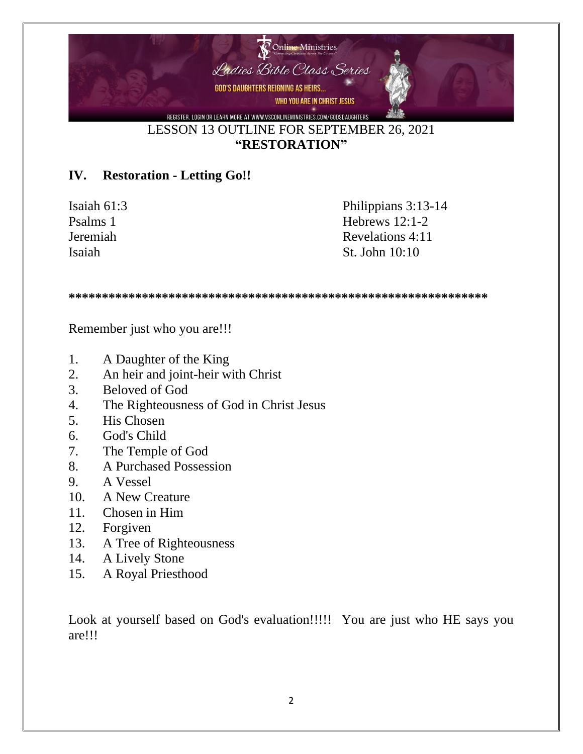LESSON 13 OUTLINE FOR SEPTEMBER 26, 2021

**"RESTORATION"**

## IV. Restoration - Letting Go!!

Isaiah 61:3
Psalms 1
Jeremiah
Isaiah
Philippians 3:13-14
Hebrews 12:1-2
Revelations 4:11
St. John 10:10

**************************************************************

Remember just who you are!!!

1. A Daughter of the King
2. An heir and joint-heir with Christ
3. Beloved of God
4. The Righteousness of God in Christ Jesus
5. His Chosen
6. God's Child
7. The Temple of God
8. A Purchased Possession
9. A Vessel
10. A New Creature
11. Chosen in Him
12. Forgiven
13. A Tree of Righteousness
14. A Lively Stone
15. A Royal Priesthood

Look at yourself based on God's evaluation!!!!! You are just who HE says you are!!!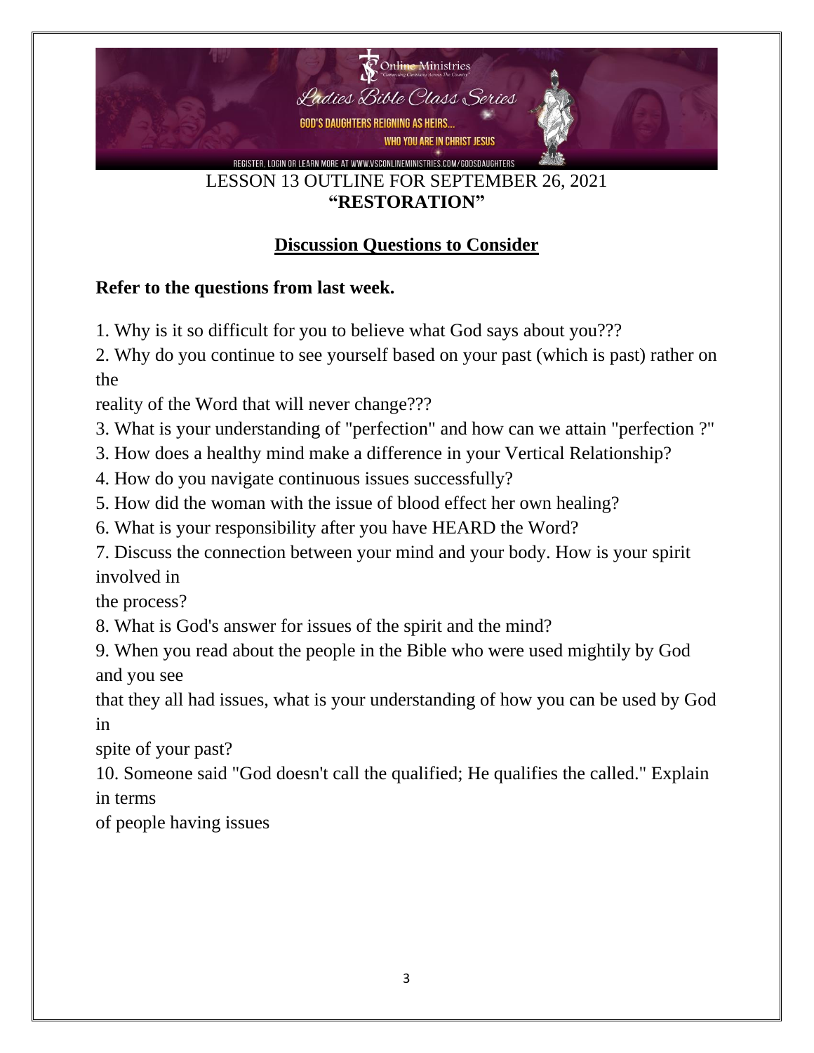LESSON 13 OUTLINE FOR SEPTEMBER 26, 2021

**"RESTORATION"**

## Discussion Questions to Consider

**Refer to the questions from last week.**

1. Why is it so difficult for you to believe what God says about you???

2. Why do you continue to see yourself based on your past (which is past) rather on the reality of the Word that will never change???

3. What is your understanding of "perfection" and how can we attain "perfection ?"

3. How does a healthy mind make a difference in your Vertical Relationship?

4. How do you navigate continuous issues successfully?

5. How did the woman with the issue of blood effect her own healing?

6. What is your responsibility after you have HEARD the Word?

7. Discuss the connection between your mind and your body. How is your spirit involved in the process?

8. What is God's answer for issues of the spirit and the mind?

9. When you read about the people in the Bible who were used mightily by God and you see that they all had issues, what is your understanding of how you can be used by God in spite of your past?

10. Someone said "God doesn't call the qualified; He qualifies the called." Explain in terms of people having issues